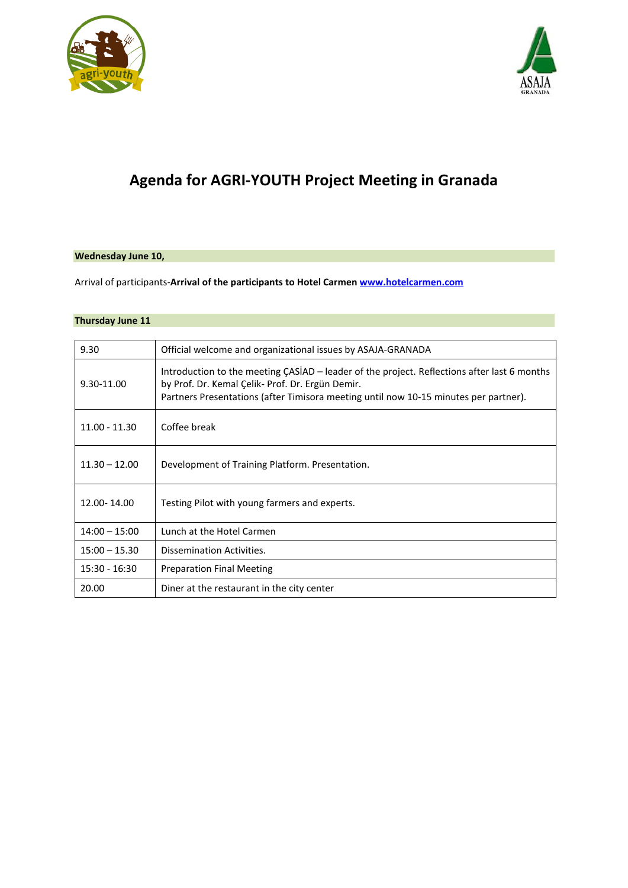# Agenda for AGRI-YOUTH Project Meeting in Granada

**Wednesday June 10,**

Arrival of participants-**Arrival of the participants to Hotel Carmen [www.hotelcarmen.com](http://www.hotelcarmen.com)**

**Thursday June 11**

| | |
|---|---|
| 9.30 | Official welcome and organizational issues by ASAJA-GRANADA |
| 9.30-11.00 | Introduction to the meeting ÇASİAD – leader of the project. Reflections after last 6 months by Prof. Dr. Kemal Çelik- Prof. Dr. Ergün Demir.<br>Partners Presentations (after Timisora meeting until now 10-15 minutes per partner). |
| 11.00 - 11.30 | Coffee break |
| 11.30 – 12.00 | Development of Training Platform. Presentation. |
| 12.00- 14.00 | Testing Pilot with young farmers and experts. |
| 14:00 – 15:00 | Lunch at the Hotel Carmen |
| 15:00 – 15.30 | Dissemination Activities. |
| 15:30 - 16:30 | Preparation Final Meeting |
| 20.00 | Diner at the restaurant in the city center |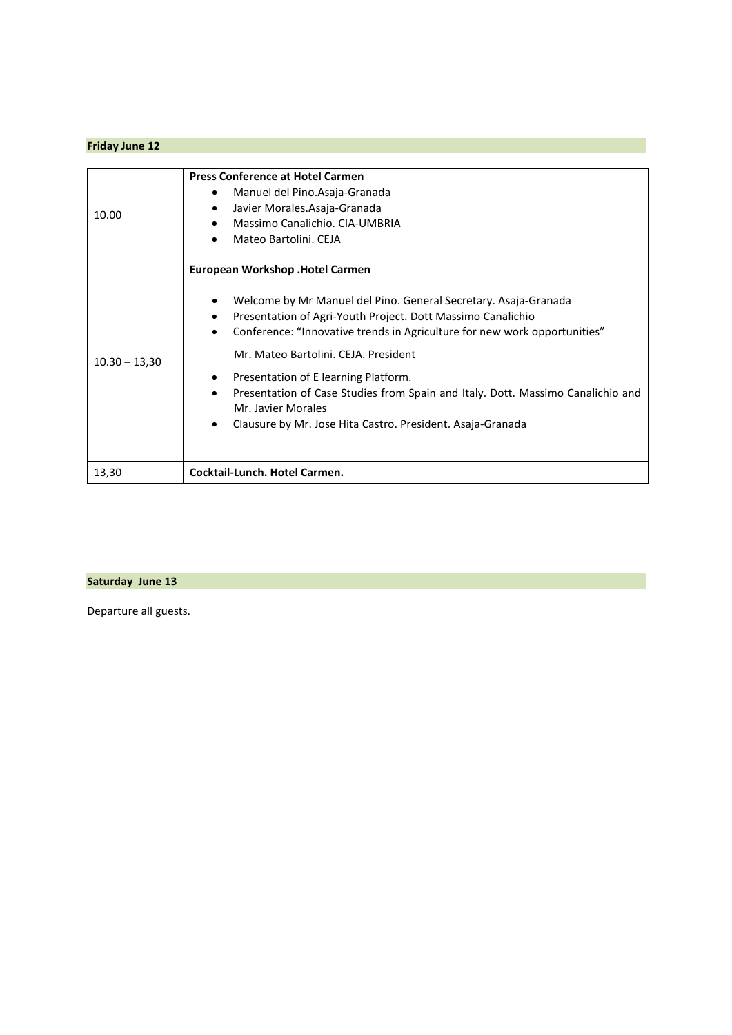**Friday June 12**

| | |
|---|---|
| 10.00 | **Press Conference at Hotel Carmen**<br>• Manuel del Pino.Asaja-Granada<br>• Javier Morales.Asaja-Granada<br>• Massimo Canalichio. CIA-UMBRIA<br>• Mateo Bartolini. CEJA |
| 10.30 – 13,30 | **European Workshop .Hotel Carmen**<br>• Welcome by Mr Manuel del Pino. General Secretary. Asaja-Granada<br>• Presentation of Agri-Youth Project. Dott Massimo Canalichio<br>• Conference: "Innovative trends in Agriculture for new work opportunities"<br>Mr. Mateo Bartolini. CEJA. President<br>• Presentation of E learning Platform.<br>• Presentation of Case Studies from Spain and Italy. Dott. Massimo Canalichio and Mr. Javier Morales<br>• Clausure by Mr. Jose Hita Castro. President. Asaja-Granada |
| 13,30 | **Cocktail-Lunch. Hotel Carmen.** |

**Saturday June 13**

Departure all guests.